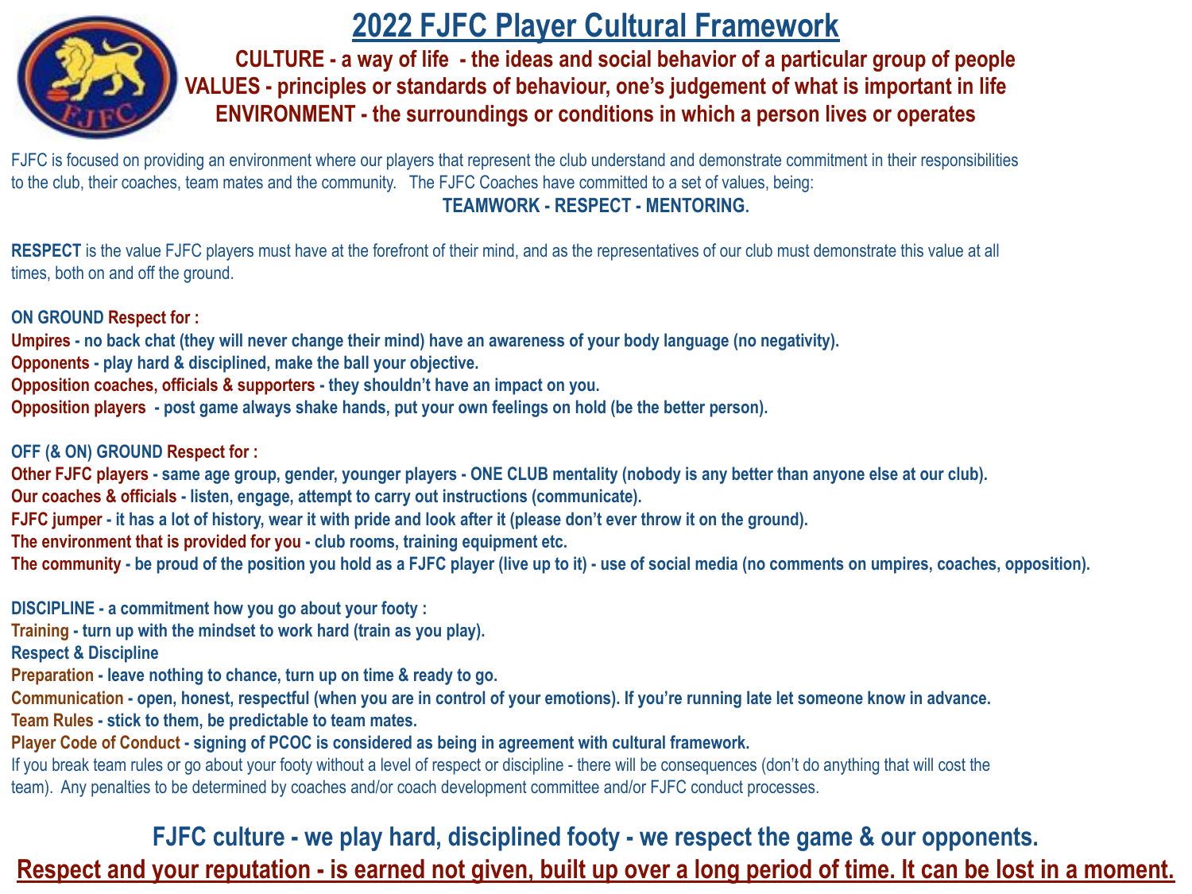# 2022 FJFC Player Cultural Framework

**CULTURE - a way of life - the ideas and social behavior of a particular group of people**
**VALUES - principles or standards of behaviour, one's judgement of what is important in life**
**ENVIRONMENT - the surroundings or conditions in which a person lives or operates**

FJFC is focused on providing an environment where our players that represent the club understand and demonstrate commitment in their responsibilities to the club, their coaches, team mates and the community. The FJFC Coaches have committed to a set of values, being:

**TEAMWORK - RESPECT - MENTORING.**

**RESPECT** is the value FJFC players must have at the forefront of their mind, and as the representatives of our club must demonstrate this value at all times, both on and off the ground.

**ON GROUND Respect for :**

**Umpires - no back chat (they will never change their mind) have an awareness of your body language (no negativity).**
**Opponents - play hard & disciplined, make the ball your objective.**
**Opposition coaches, officials & supporters - they shouldn't have an impact on you.**
**Opposition players - post game always shake hands, put your own feelings on hold (be the better person).**

**OFF (& ON) GROUND Respect for :**

**Other FJFC players - same age group, gender, younger players - ONE CLUB mentality (nobody is any better than anyone else at our club).**
**Our coaches & officials - listen, engage, attempt to carry out instructions (communicate).**
**FJFC jumper - it has a lot of history, wear it with pride and look after it (please don't ever throw it on the ground).**
**The environment that is provided for you - club rooms, training equipment etc.**
**The community - be proud of the position you hold as a FJFC player (live up to it) - use of social media (no comments on umpires, coaches, opposition).**

**DISCIPLINE - a commitment how you go about your footy :**

**Training - turn up with the mindset to work hard (train as you play).**
**Respect & Discipline**
**Preparation - leave nothing to chance, turn up on time & ready to go.**
**Communication - open, honest, respectful (when you are in control of your emotions). If you're running late let someone know in advance.**
**Team Rules - stick to them, be predictable to team mates.**
**Player Code of Conduct - signing of PCOC is considered as being in agreement with cultural framework.**

If you break team rules or go about your footy without a level of respect or discipline - there will be consequences (don't do anything that will cost the team). Any penalties to be determined by coaches and/or coach development committee and/or FJFC conduct processes.

**FJFC culture - we play hard, disciplined footy - we respect the game & our opponents.**

**Respect and your reputation - is earned not given, built up over a long period of time. It can be lost in a moment.**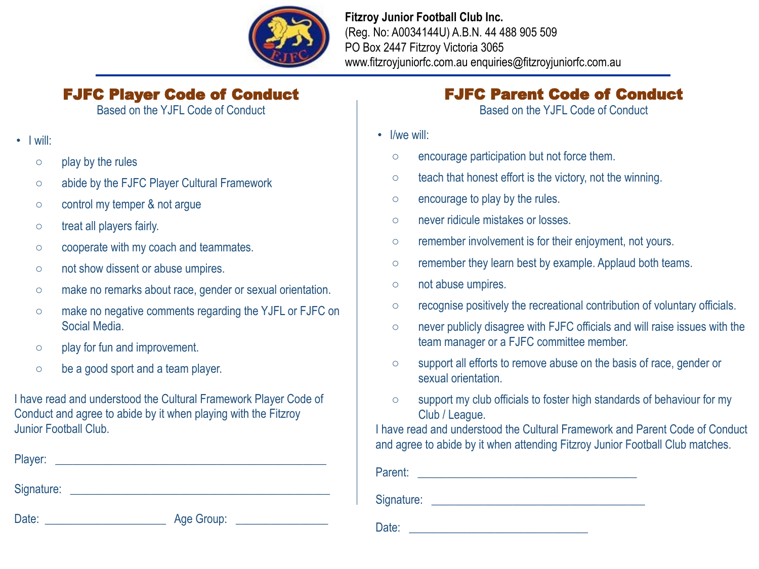**Fitzroy Junior Football Club Inc.**
(Reg. No: A0034144U) A.B.N. 44 488 905 509
PO Box 2447 Fitzroy Victoria 3065
www.fitzroyjuniorfc.com.au enquiries@fitzroyjuniorfc.com.au

## FJFC Player Code of Conduct

Based on the YJFL Code of Conduct

- I will:
  - play by the rules
  - abide by the FJFC Player Cultural Framework
  - control my temper & not argue
  - treat all players fairly.
  - cooperate with my coach and teammates.
  - not show dissent or abuse umpires.
  - make no remarks about race, gender or sexual orientation.
  - make no negative comments regarding the YJFL or FJFC on Social Media.
  - play for fun and improvement.
  - be a good sport and a team player.

I have read and understood the Cultural Framework Player Code of Conduct and agree to abide by it when playing with the Fitzroy Junior Football Club.

Player: ____________________________________________

Signature: __________________________________________

Date: ____________________ Age Group: _______________

## FJFC Parent Code of Conduct

Based on the YJFL Code of Conduct

- I/we will:
  - encourage participation but not force them.
  - teach that honest effort is the victory, not the winning.
  - encourage to play by the rules.
  - never ridicule mistakes or losses.
  - remember involvement is for their enjoyment, not yours.
  - remember they learn best by example. Applaud both teams.
  - not abuse umpires.
  - recognise positively the recreational contribution of voluntary officials.
  - never publicly disagree with FJFC officials and will raise issues with the team manager or a FJFC committee member.
  - support all efforts to remove abuse on the basis of race, gender or sexual orientation.
  - support my club officials to foster high standards of behaviour for my Club / League.

I have read and understood the Cultural Framework and Parent Code of Conduct and agree to abide by it when attending Fitzroy Junior Football Club matches.

Parent: ____________________________________

Signature: __________________________________

Date: _____________________________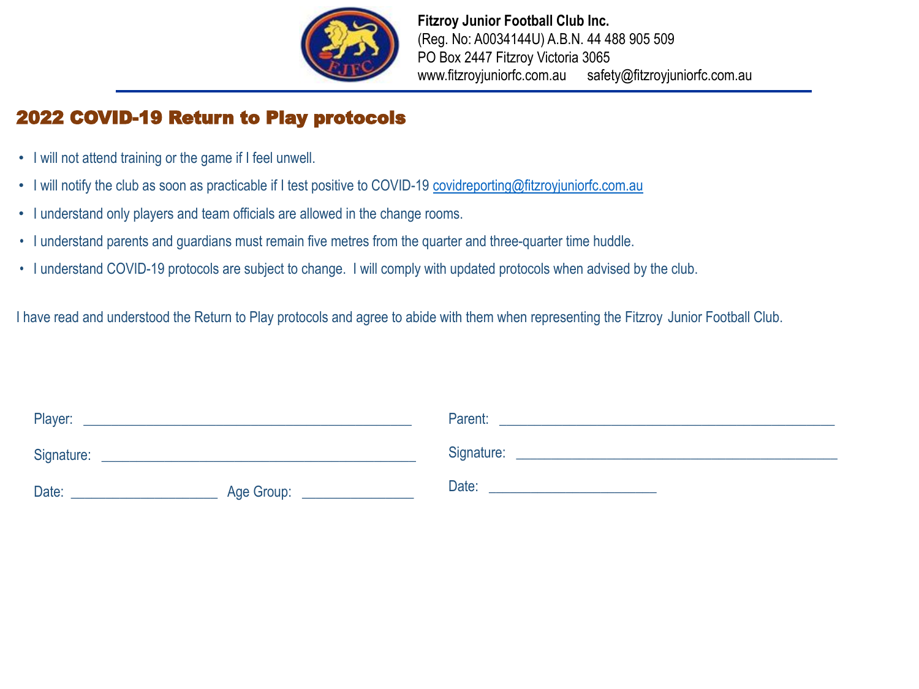**Fitzroy Junior Football Club Inc.**
(Reg. No: A0034144U) A.B.N. 44 488 905 509
PO Box 2447 Fitzroy Victoria 3065
www.fitzroyjuniorfc.com.au    safety@fitzroyjuniorfc.com.au

# 2022 COVID-19 Return to Play protocols

- I will not attend training or the game if I feel unwell.
- I will notify the club as soon as practicable if I test positive to COVID-19 covidreporting@fitzroyjuniorfc.com.au
- I understand only players and team officials are allowed in the change rooms.
- I understand parents and guardians must remain five metres from the quarter and three-quarter time huddle.
- I understand COVID-19 protocols are subject to change. I will comply with updated protocols when advised by the club.

I have read and understood the Return to Play protocols and agree to abide with them when representing the Fitzroy Junior Football Club.

Player: ____________________________________________

Signature: __________________________________________

Date: ____________________ Age Group: _______________

Parent: _____________________________________________

Signature: ___________________________________________

Date: ______________________